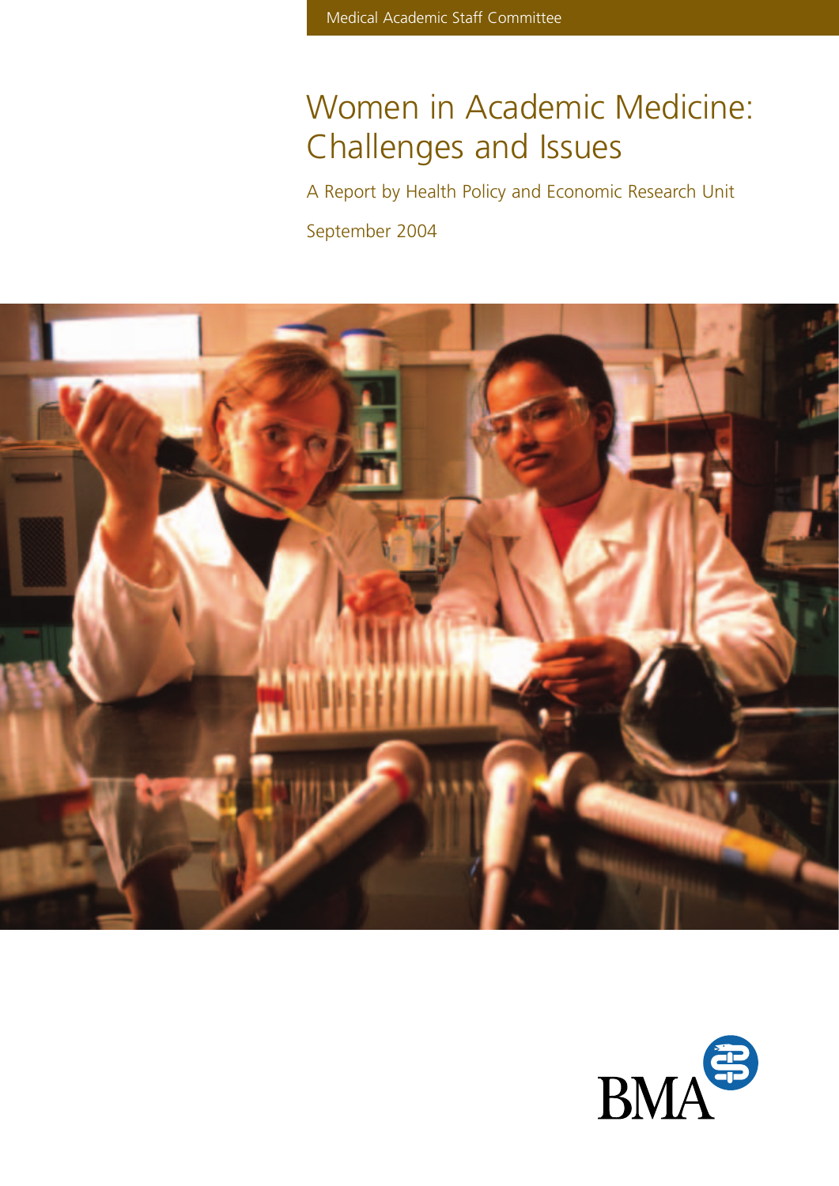Medical Academic Staff Committee

# Women in Academic Medicine: Challenges and Issues

A Report by Health Policy and Economic Research Unit

September 2004

BMA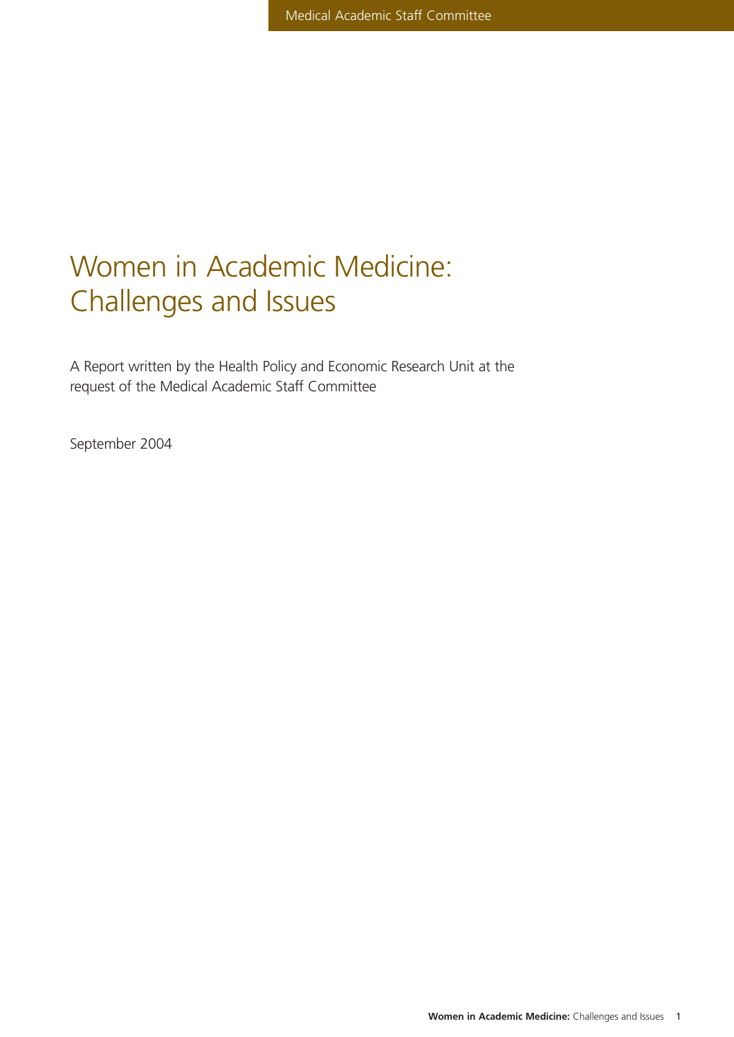# Women in Academic Medicine: Challenges and Issues

A Report written by the Health Policy and Economic Research Unit at the request of the Medical Academic Staff Committee

September 2004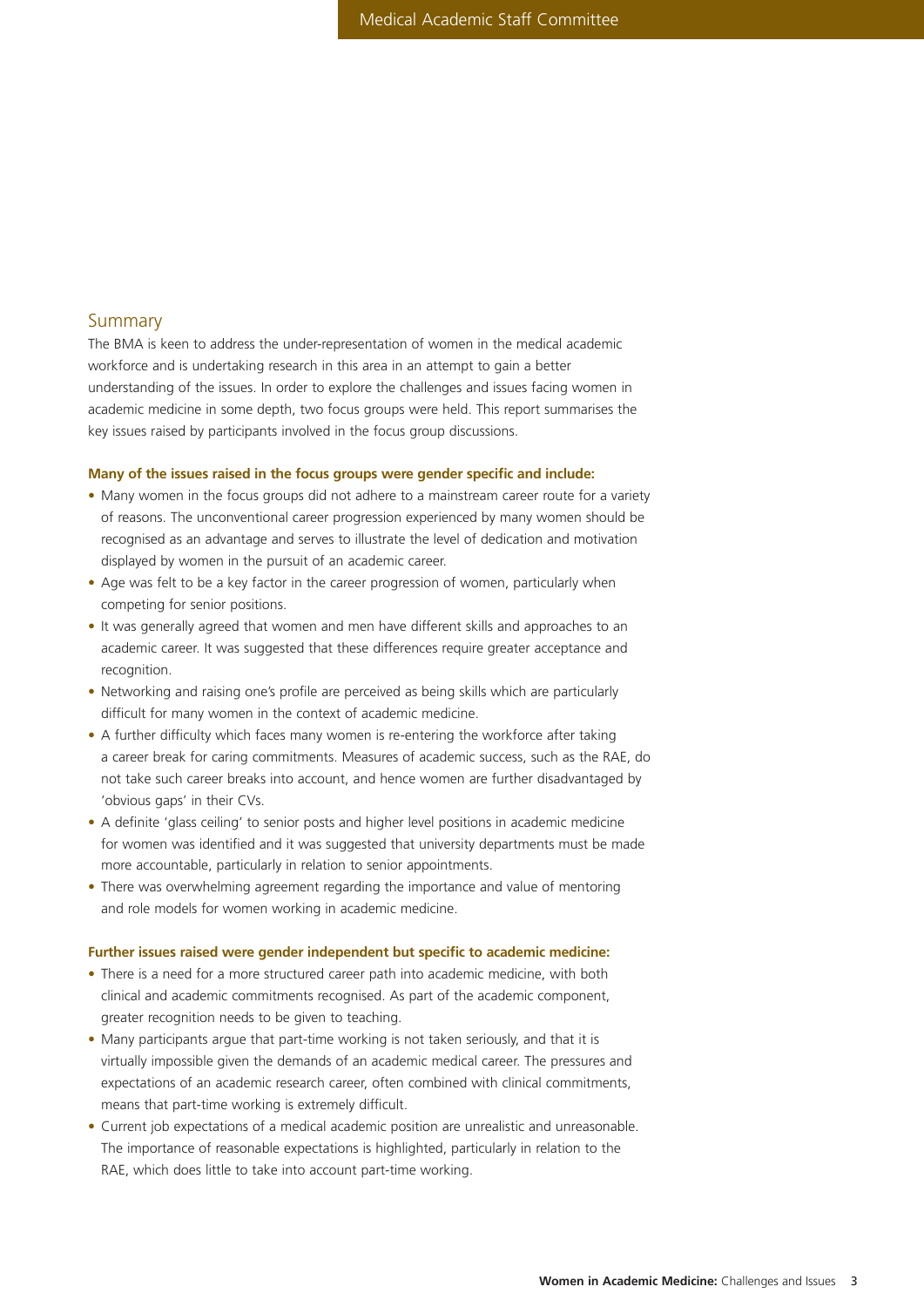## Summary

The BMA is keen to address the under-representation of women in the medical academic workforce and is undertaking research in this area in an attempt to gain a better understanding of the issues. In order to explore the challenges and issues facing women in academic medicine in some depth, two focus groups were held. This report summarises the key issues raised by participants involved in the focus group discussions.

**Many of the issues raised in the focus groups were gender specific and include:**

- Many women in the focus groups did not adhere to a mainstream career route for a variety of reasons. The unconventional career progression experienced by many women should be recognised as an advantage and serves to illustrate the level of dedication and motivation displayed by women in the pursuit of an academic career.
- Age was felt to be a key factor in the career progression of women, particularly when competing for senior positions.
- It was generally agreed that women and men have different skills and approaches to an academic career. It was suggested that these differences require greater acceptance and recognition.
- Networking and raising one's profile are perceived as being skills which are particularly difficult for many women in the context of academic medicine.
- A further difficulty which faces many women is re-entering the workforce after taking a career break for caring commitments. Measures of academic success, such as the RAE, do not take such career breaks into account, and hence women are further disadvantaged by 'obvious gaps' in their CVs.
- A definite 'glass ceiling' to senior posts and higher level positions in academic medicine for women was identified and it was suggested that university departments must be made more accountable, particularly in relation to senior appointments.
- There was overwhelming agreement regarding the importance and value of mentoring and role models for women working in academic medicine.

**Further issues raised were gender independent but specific to academic medicine:**

- There is a need for a more structured career path into academic medicine, with both clinical and academic commitments recognised. As part of the academic component, greater recognition needs to be given to teaching.
- Many participants argue that part-time working is not taken seriously, and that it is virtually impossible given the demands of an academic medical career. The pressures and expectations of an academic research career, often combined with clinical commitments, means that part-time working is extremely difficult.
- Current job expectations of a medical academic position are unrealistic and unreasonable. The importance of reasonable expectations is highlighted, particularly in relation to the RAE, which does little to take into account part-time working.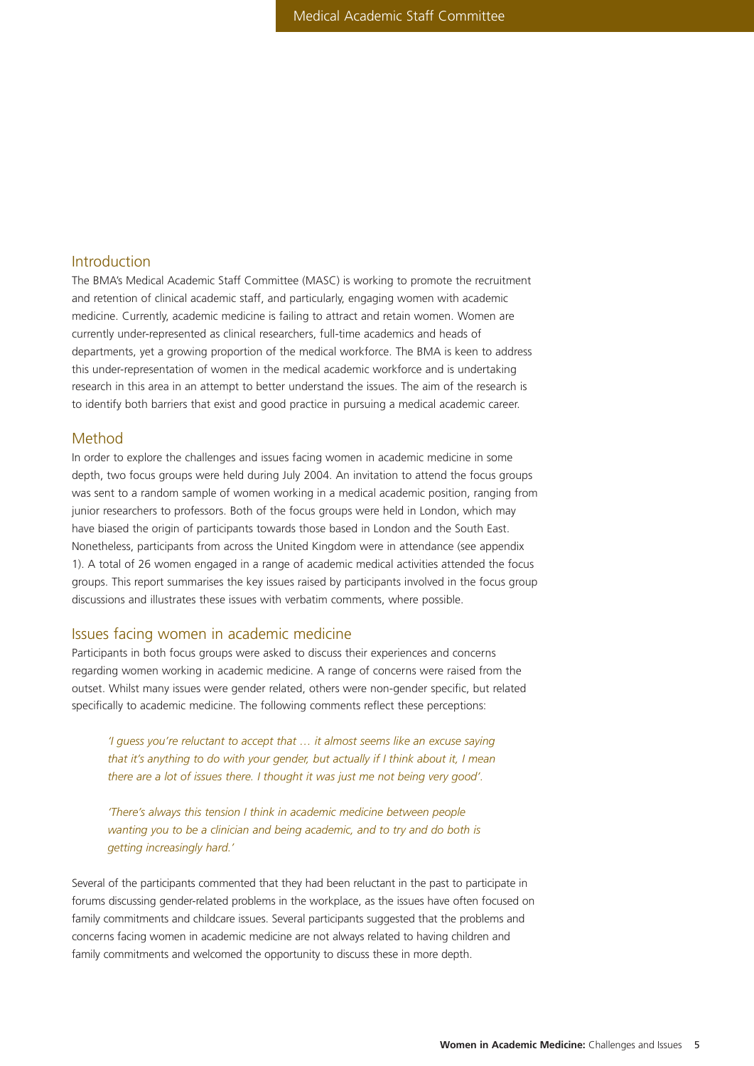## Introduction

The BMA's Medical Academic Staff Committee (MASC) is working to promote the recruitment and retention of clinical academic staff, and particularly, engaging women with academic medicine. Currently, academic medicine is failing to attract and retain women. Women are currently under-represented as clinical researchers, full-time academics and heads of departments, yet a growing proportion of the medical workforce. The BMA is keen to address this under-representation of women in the medical academic workforce and is undertaking research in this area in an attempt to better understand the issues. The aim of the research is to identify both barriers that exist and good practice in pursuing a medical academic career.

## Method

In order to explore the challenges and issues facing women in academic medicine in some depth, two focus groups were held during July 2004. An invitation to attend the focus groups was sent to a random sample of women working in a medical academic position, ranging from junior researchers to professors. Both of the focus groups were held in London, which may have biased the origin of participants towards those based in London and the South East. Nonetheless, participants from across the United Kingdom were in attendance (see appendix 1). A total of 26 women engaged in a range of academic medical activities attended the focus groups. This report summarises the key issues raised by participants involved in the focus group discussions and illustrates these issues with verbatim comments, where possible.

## Issues facing women in academic medicine

Participants in both focus groups were asked to discuss their experiences and concerns regarding women working in academic medicine. A range of concerns were raised from the outset. Whilst many issues were gender related, others were non-gender specific, but related specifically to academic medicine. The following comments reflect these perceptions:

> *'I guess you're reluctant to accept that … it almost seems like an excuse saying that it's anything to do with your gender, but actually if I think about it, I mean there are a lot of issues there. I thought it was just me not being very good'.*

> *'There's always this tension I think in academic medicine between people wanting you to be a clinician and being academic, and to try and do both is getting increasingly hard.'*

Several of the participants commented that they had been reluctant in the past to participate in forums discussing gender-related problems in the workplace, as the issues have often focused on family commitments and childcare issues. Several participants suggested that the problems and concerns facing women in academic medicine are not always related to having children and family commitments and welcomed the opportunity to discuss these in more depth.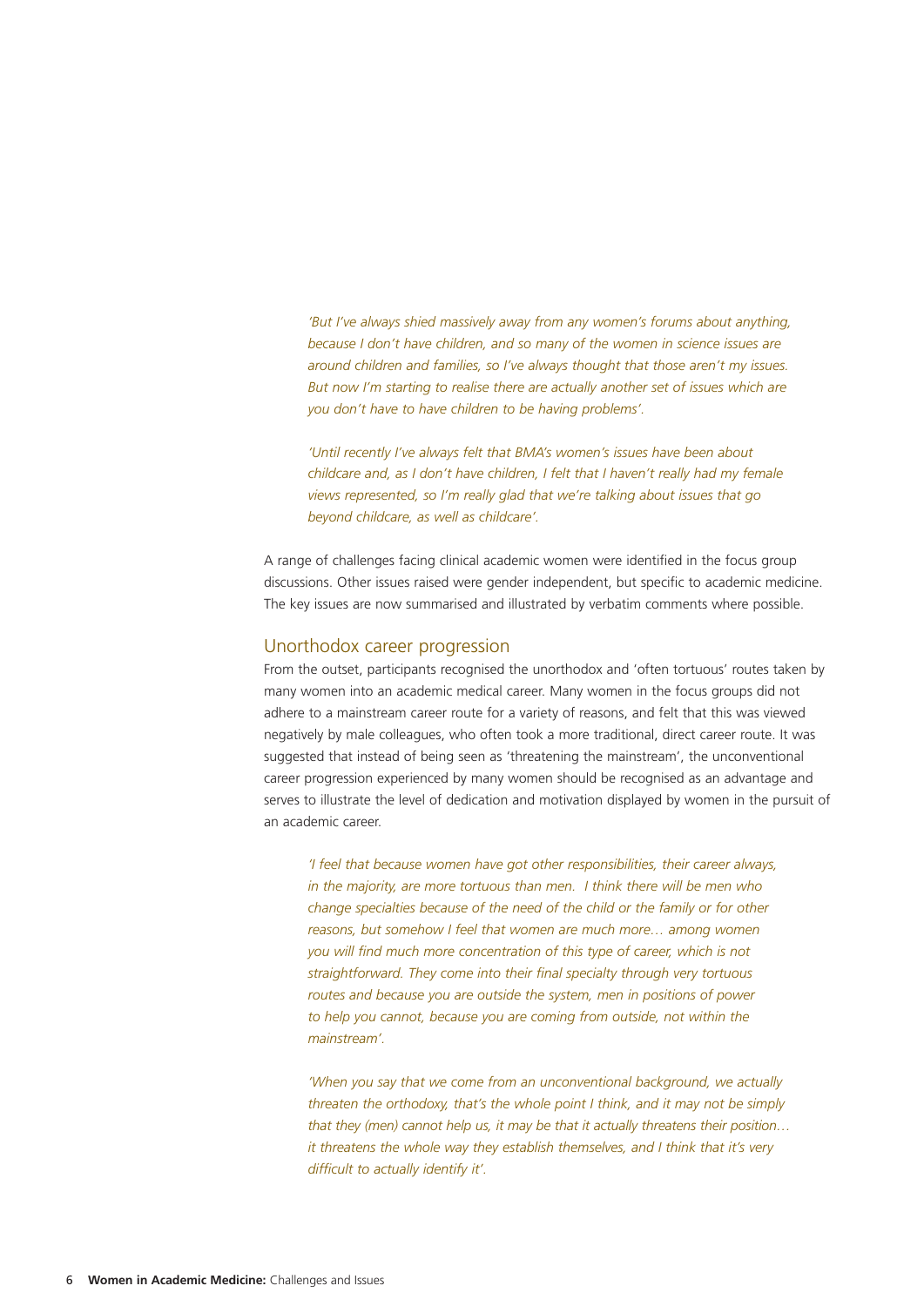*'But I've always shied massively away from any women's forums about anything, because I don't have children, and so many of the women in science issues are around children and families, so I've always thought that those aren't my issues. But now I'm starting to realise there are actually another set of issues which are you don't have to have children to be having problems'.*

*'Until recently I've always felt that BMA's women's issues have been about childcare and, as I don't have children, I felt that I haven't really had my female views represented, so I'm really glad that we're talking about issues that go beyond childcare, as well as childcare'.*

A range of challenges facing clinical academic women were identified in the focus group discussions. Other issues raised were gender independent, but specific to academic medicine. The key issues are now summarised and illustrated by verbatim comments where possible.

## Unorthodox career progression

From the outset, participants recognised the unorthodox and 'often tortuous' routes taken by many women into an academic medical career. Many women in the focus groups did not adhere to a mainstream career route for a variety of reasons, and felt that this was viewed negatively by male colleagues, who often took a more traditional, direct career route. It was suggested that instead of being seen as 'threatening the mainstream', the unconventional career progression experienced by many women should be recognised as an advantage and serves to illustrate the level of dedication and motivation displayed by women in the pursuit of an academic career.

*'I feel that because women have got other responsibilities, their career always, in the majority, are more tortuous than men. I think there will be men who change specialties because of the need of the child or the family or for other reasons, but somehow I feel that women are much more… among women you will find much more concentration of this type of career, which is not straightforward. They come into their final specialty through very tortuous routes and because you are outside the system, men in positions of power to help you cannot, because you are coming from outside, not within the mainstream'.*

*'When you say that we come from an unconventional background, we actually threaten the orthodoxy, that's the whole point I think, and it may not be simply that they (men) cannot help us, it may be that it actually threatens their position… it threatens the whole way they establish themselves, and I think that it's very difficult to actually identify it'.*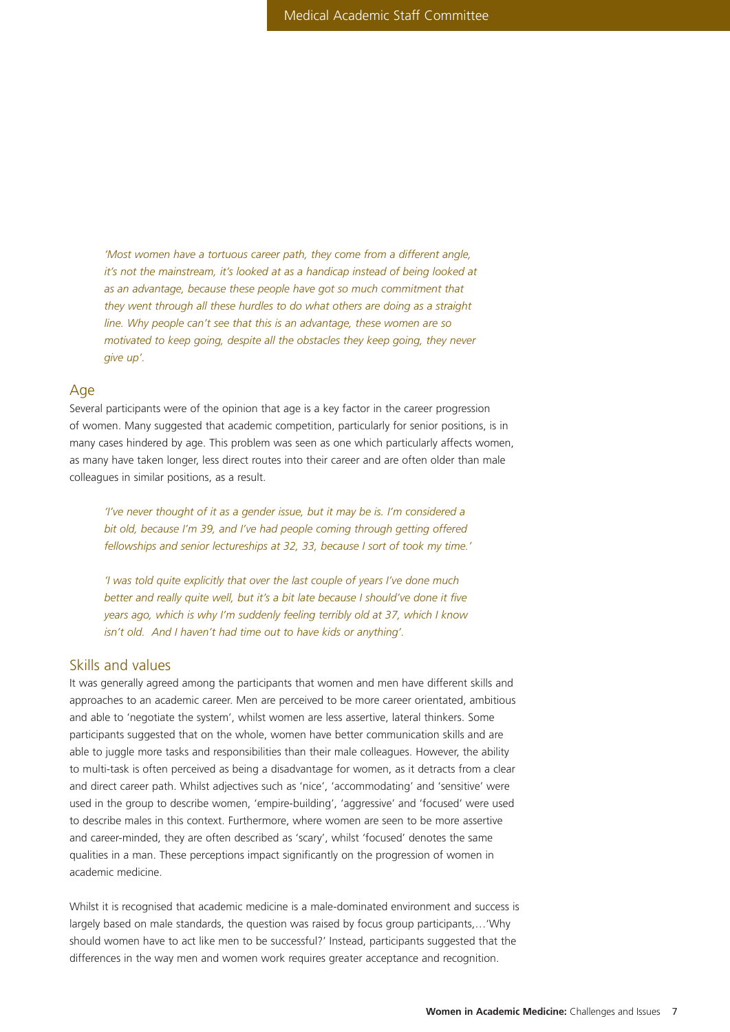*'Most women have a tortuous career path, they come from a different angle, it's not the mainstream, it's looked at as a handicap instead of being looked at as an advantage, because these people have got so much commitment that they went through all these hurdles to do what others are doing as a straight line. Why people can't see that this is an advantage, these women are so motivated to keep going, despite all the obstacles they keep going, they never give up'.*

## Age

Several participants were of the opinion that age is a key factor in the career progression of women. Many suggested that academic competition, particularly for senior positions, is in many cases hindered by age. This problem was seen as one which particularly affects women, as many have taken longer, less direct routes into their career and are often older than male colleagues in similar positions, as a result.

*'I've never thought of it as a gender issue, but it may be is. I'm considered a bit old, because I'm 39, and I've had people coming through getting offered fellowships and senior lectureships at 32, 33, because I sort of took my time.'*

*'I was told quite explicitly that over the last couple of years I've done much better and really quite well, but it's a bit late because I should've done it five years ago, which is why I'm suddenly feeling terribly old at 37, which I know isn't old. And I haven't had time out to have kids or anything'.*

## Skills and values

It was generally agreed among the participants that women and men have different skills and approaches to an academic career. Men are perceived to be more career orientated, ambitious and able to 'negotiate the system', whilst women are less assertive, lateral thinkers. Some participants suggested that on the whole, women have better communication skills and are able to juggle more tasks and responsibilities than their male colleagues. However, the ability to multi-task is often perceived as being a disadvantage for women, as it detracts from a clear and direct career path. Whilst adjectives such as 'nice', 'accommodating' and 'sensitive' were used in the group to describe women, 'empire-building', 'aggressive' and 'focused' were used to describe males in this context. Furthermore, where women are seen to be more assertive and career-minded, they are often described as 'scary', whilst 'focused' denotes the same qualities in a man. These perceptions impact significantly on the progression of women in academic medicine.

Whilst it is recognised that academic medicine is a male-dominated environment and success is largely based on male standards, the question was raised by focus group participants,…'Why should women have to act like men to be successful?' Instead, participants suggested that the differences in the way men and women work requires greater acceptance and recognition.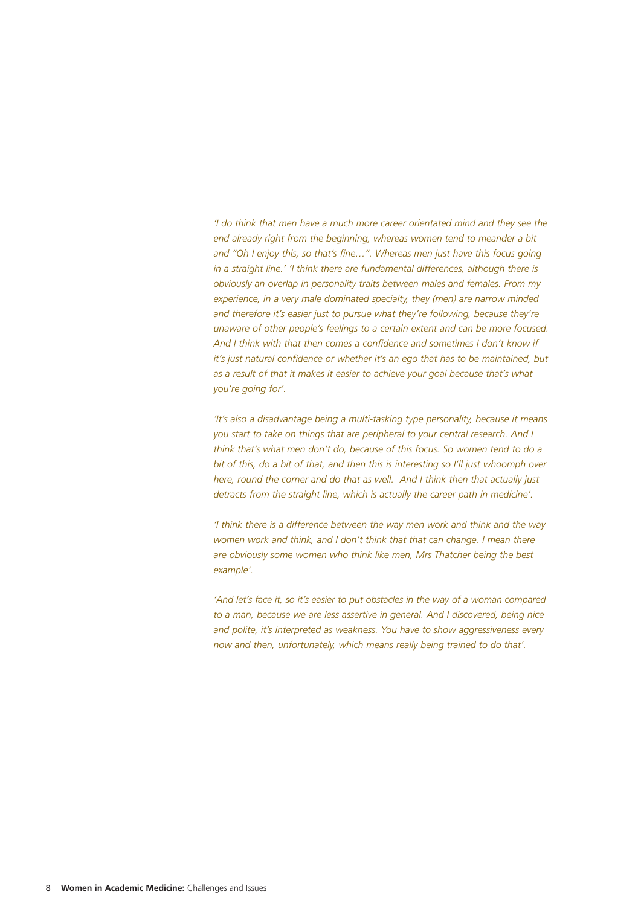*'I do think that men have a much more career orientated mind and they see the end already right from the beginning, whereas women tend to meander a bit and "Oh I enjoy this, so that's fine…". Whereas men just have this focus going in a straight line.' 'I think there are fundamental differences, although there is obviously an overlap in personality traits between males and females. From my experience, in a very male dominated specialty, they (men) are narrow minded and therefore it's easier just to pursue what they're following, because they're unaware of other people's feelings to a certain extent and can be more focused. And I think with that then comes a confidence and sometimes I don't know if it's just natural confidence or whether it's an ego that has to be maintained, but as a result of that it makes it easier to achieve your goal because that's what you're going for'.*

*'It's also a disadvantage being a multi-tasking type personality, because it means you start to take on things that are peripheral to your central research. And I think that's what men don't do, because of this focus. So women tend to do a bit of this, do a bit of that, and then this is interesting so I'll just whoomph over here, round the corner and do that as well. And I think then that actually just detracts from the straight line, which is actually the career path in medicine'.*

*'I think there is a difference between the way men work and think and the way women work and think, and I don't think that that can change. I mean there are obviously some women who think like men, Mrs Thatcher being the best example'.*

*'And let's face it, so it's easier to put obstacles in the way of a woman compared to a man, because we are less assertive in general. And I discovered, being nice and polite, it's interpreted as weakness. You have to show aggressiveness every now and then, unfortunately, which means really being trained to do that'.*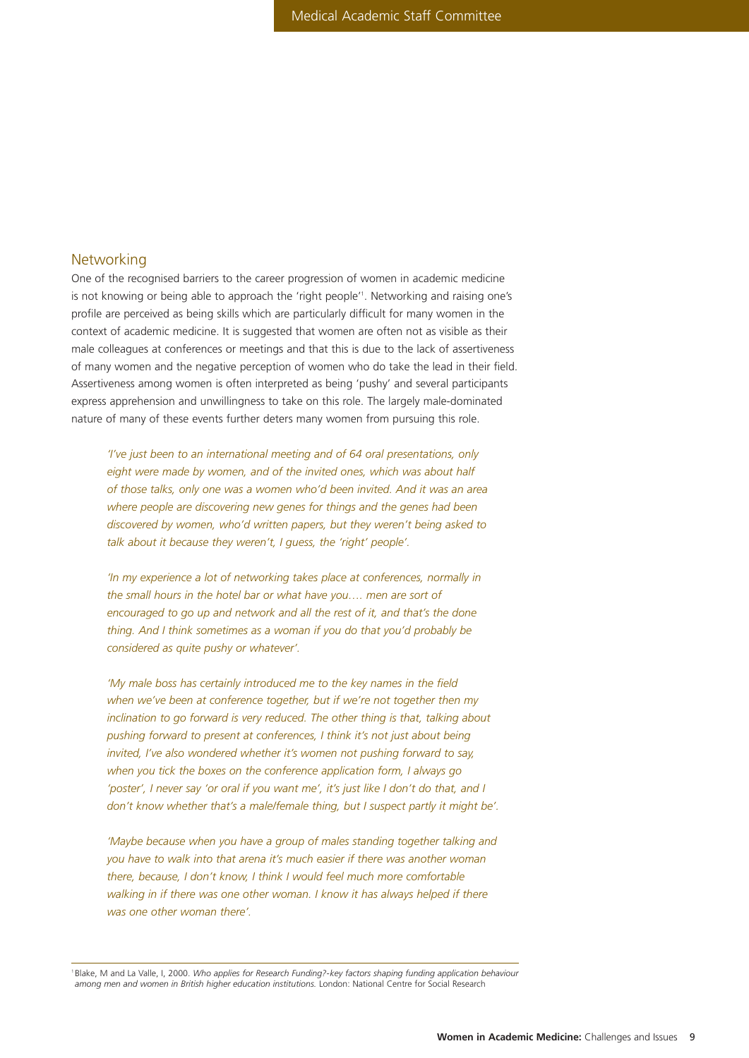## Networking

One of the recognised barriers to the career progression of women in academic medicine is not knowing or being able to approach the 'right people'[1]. Networking and raising one's profile are perceived as being skills which are particularly difficult for many women in the context of academic medicine. It is suggested that women are often not as visible as their male colleagues at conferences or meetings and that this is due to the lack of assertiveness of many women and the negative perception of women who do take the lead in their field. Assertiveness among women is often interpreted as being 'pushy' and several participants express apprehension and unwillingness to take on this role. The largely male-dominated nature of many of these events further deters many women from pursuing this role.

> *'I've just been to an international meeting and of 64 oral presentations, only eight were made by women, and of the invited ones, which was about half of those talks, only one was a women who'd been invited. And it was an area where people are discovering new genes for things and the genes had been discovered by women, who'd written papers, but they weren't being asked to talk about it because they weren't, I guess, the 'right' people'.*

> *'In my experience a lot of networking takes place at conferences, normally in the small hours in the hotel bar or what have you.... men are sort of encouraged to go up and network and all the rest of it, and that's the done thing. And I think sometimes as a woman if you do that you'd probably be considered as quite pushy or whatever'.*

> *'My male boss has certainly introduced me to the key names in the field when we've been at conference together, but if we're not together then my inclination to go forward is very reduced. The other thing is that, talking about pushing forward to present at conferences, I think it's not just about being invited, I've also wondered whether it's women not pushing forward to say, when you tick the boxes on the conference application form, I always go 'poster', I never say 'or oral if you want me', it's just like I don't do that, and I don't know whether that's a male/female thing, but I suspect partly it might be'.*

> *'Maybe because when you have a group of males standing together talking and you have to walk into that arena it's much easier if there was another woman there, because, I don't know, I think I would feel much more comfortable walking in if there was one other woman. I know it has always helped if there was one other woman there'.*

---

[1] Blake, M and La Valle, I, 2000. *Who applies for Research Funding?-key factors shaping funding application behaviour among men and women in British higher education institutions.* London: National Centre for Social Research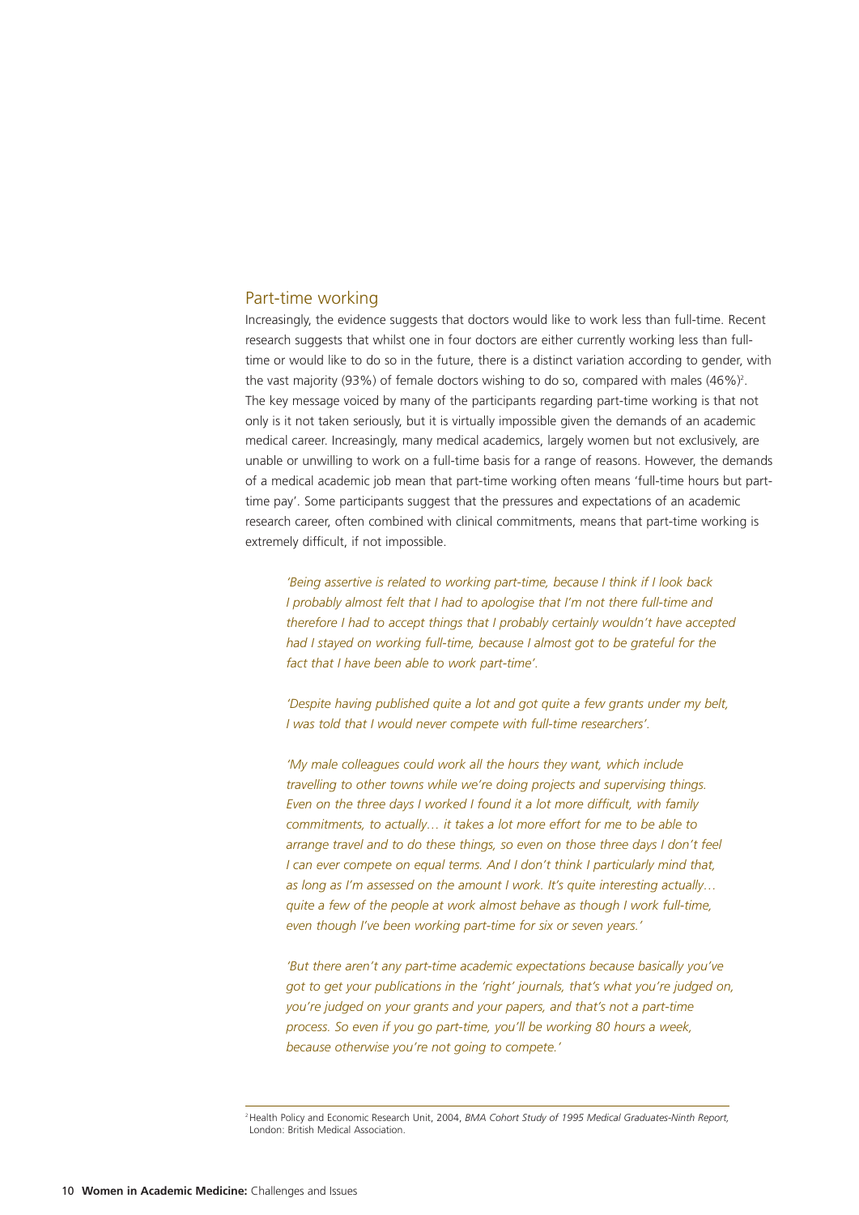## Part-time working

Increasingly, the evidence suggests that doctors would like to work less than full-time. Recent research suggests that whilst one in four doctors are either currently working less than full-time or would like to do so in the future, there is a distinct variation according to gender, with the vast majority (93%) of female doctors wishing to do so, compared with males (46%)[2]. The key message voiced by many of the participants regarding part-time working is that not only is it not taken seriously, but it is virtually impossible given the demands of an academic medical career. Increasingly, many medical academics, largely women but not exclusively, are unable or unwilling to work on a full-time basis for a range of reasons. However, the demands of a medical academic job mean that part-time working often means 'full-time hours but part-time pay'. Some participants suggest that the pressures and expectations of an academic research career, often combined with clinical commitments, means that part-time working is extremely difficult, if not impossible.

> *'Being assertive is related to working part-time, because I think if I look back I probably almost felt that I had to apologise that I'm not there full-time and therefore I had to accept things that I probably certainly wouldn't have accepted had I stayed on working full-time, because I almost got to be grateful for the fact that I have been able to work part-time'.*

> *'Despite having published quite a lot and got quite a few grants under my belt, I was told that I would never compete with full-time researchers'.*

> *'My male colleagues could work all the hours they want, which include travelling to other towns while we're doing projects and supervising things. Even on the three days I worked I found it a lot more difficult, with family commitments, to actually… it takes a lot more effort for me to be able to arrange travel and to do these things, so even on those three days I don't feel I can ever compete on equal terms. And I don't think I particularly mind that, as long as I'm assessed on the amount I work. It's quite interesting actually… quite a few of the people at work almost behave as though I work full-time, even though I've been working part-time for six or seven years.'*

> *'But there aren't any part-time academic expectations because basically you've got to get your publications in the 'right' journals, that's what you're judged on, you're judged on your grants and your papers, and that's not a part-time process. So even if you go part-time, you'll be working 80 hours a week, because otherwise you're not going to compete.'*

---

[2] Health Policy and Economic Research Unit, 2004, *BMA Cohort Study of 1995 Medical Graduates-Ninth Report*, London: British Medical Association.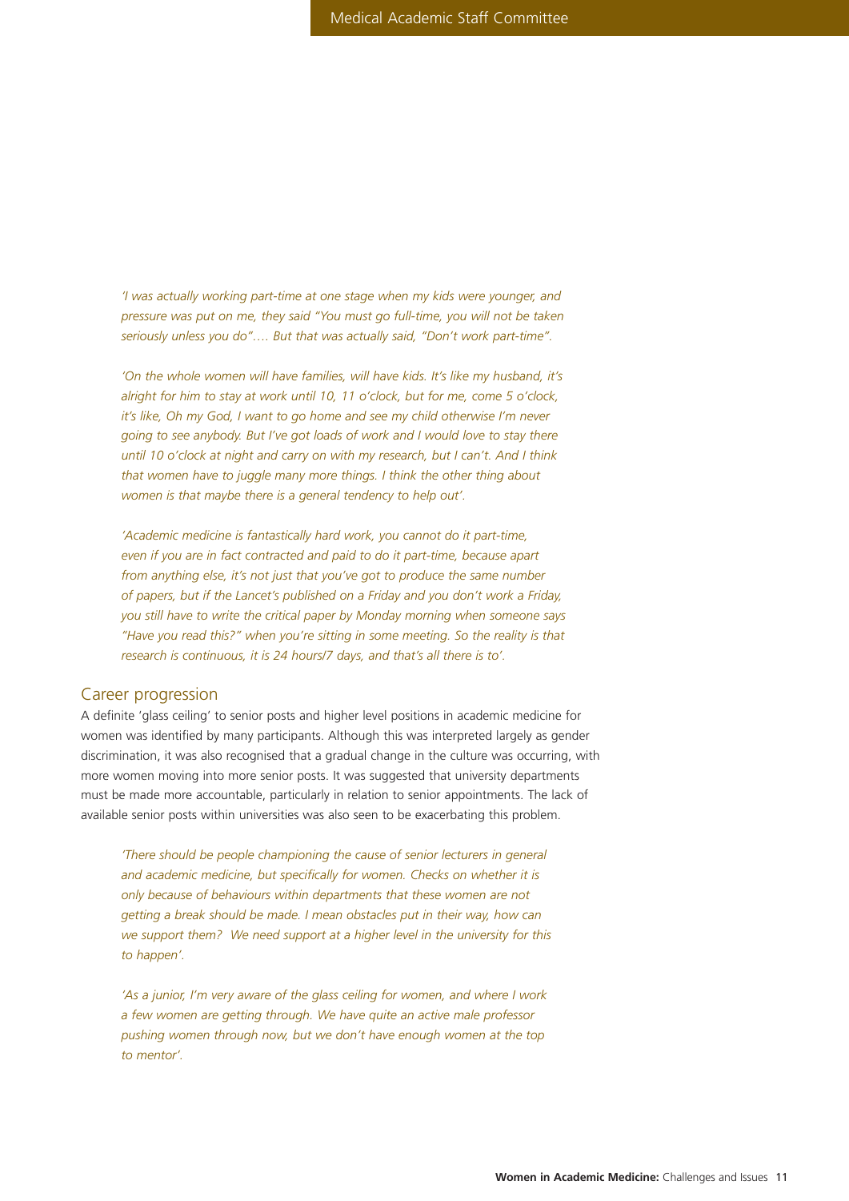*'I was actually working part-time at one stage when my kids were younger, and pressure was put on me, they said "You must go full-time, you will not be taken seriously unless you do"…. But that was actually said, "Don't work part-time".*

*'On the whole women will have families, will have kids. It's like my husband, it's alright for him to stay at work until 10, 11 o'clock, but for me, come 5 o'clock, it's like, Oh my God, I want to go home and see my child otherwise I'm never going to see anybody. But I've got loads of work and I would love to stay there until 10 o'clock at night and carry on with my research, but I can't. And I think that women have to juggle many more things. I think the other thing about women is that maybe there is a general tendency to help out'.*

*'Academic medicine is fantastically hard work, you cannot do it part-time, even if you are in fact contracted and paid to do it part-time, because apart from anything else, it's not just that you've got to produce the same number of papers, but if the Lancet's published on a Friday and you don't work a Friday, you still have to write the critical paper by Monday morning when someone says "Have you read this?" when you're sitting in some meeting. So the reality is that research is continuous, it is 24 hours/7 days, and that's all there is to'.*

## Career progression

A definite 'glass ceiling' to senior posts and higher level positions in academic medicine for women was identified by many participants. Although this was interpreted largely as gender discrimination, it was also recognised that a gradual change in the culture was occurring, with more women moving into more senior posts. It was suggested that university departments must be made more accountable, particularly in relation to senior appointments. The lack of available senior posts within universities was also seen to be exacerbating this problem.

*'There should be people championing the cause of senior lecturers in general and academic medicine, but specifically for women. Checks on whether it is only because of behaviours within departments that these women are not getting a break should be made. I mean obstacles put in their way, how can we support them? We need support at a higher level in the university for this to happen'.*

*'As a junior, I'm very aware of the glass ceiling for women, and where I work a few women are getting through. We have quite an active male professor pushing women through now, but we don't have enough women at the top to mentor'.*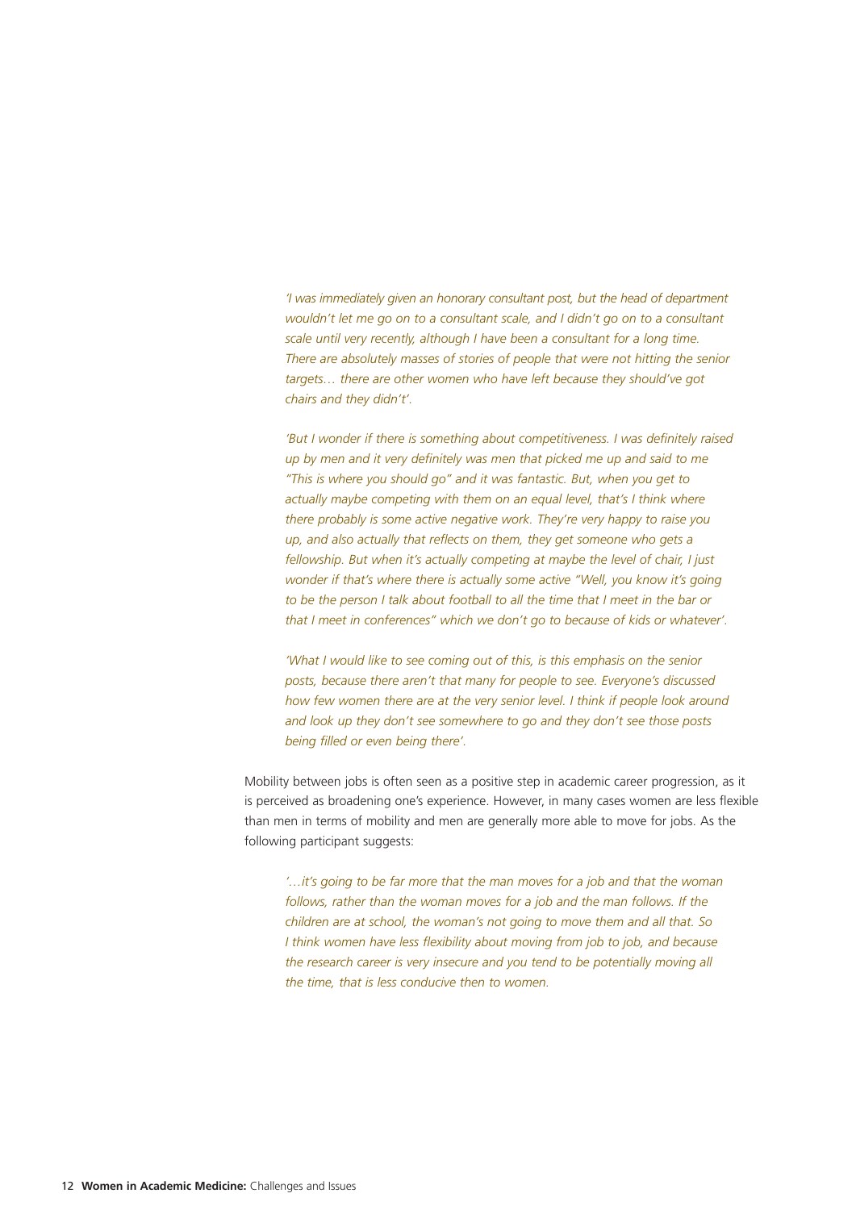*'I was immediately given an honorary consultant post, but the head of department wouldn't let me go on to a consultant scale, and I didn't go on to a consultant scale until very recently, although I have been a consultant for a long time. There are absolutely masses of stories of people that were not hitting the senior targets… there are other women who have left because they should've got chairs and they didn't'.*

*'But I wonder if there is something about competitiveness. I was definitely raised up by men and it very definitely was men that picked me up and said to me "This is where you should go" and it was fantastic. But, when you get to actually maybe competing with them on an equal level, that's I think where there probably is some active negative work. They're very happy to raise you up, and also actually that reflects on them, they get someone who gets a fellowship. But when it's actually competing at maybe the level of chair, I just wonder if that's where there is actually some active "Well, you know it's going to be the person I talk about football to all the time that I meet in the bar or that I meet in conferences" which we don't go to because of kids or whatever'.*

*'What I would like to see coming out of this, is this emphasis on the senior posts, because there aren't that many for people to see. Everyone's discussed how few women there are at the very senior level. I think if people look around and look up they don't see somewhere to go and they don't see those posts being filled or even being there'.*

Mobility between jobs is often seen as a positive step in academic career progression, as it is perceived as broadening one's experience. However, in many cases women are less flexible than men in terms of mobility and men are generally more able to move for jobs. As the following participant suggests:

*'…it's going to be far more that the man moves for a job and that the woman follows, rather than the woman moves for a job and the man follows. If the children are at school, the woman's not going to move them and all that. So I think women have less flexibility about moving from job to job, and because the research career is very insecure and you tend to be potentially moving all the time, that is less conducive then to women.*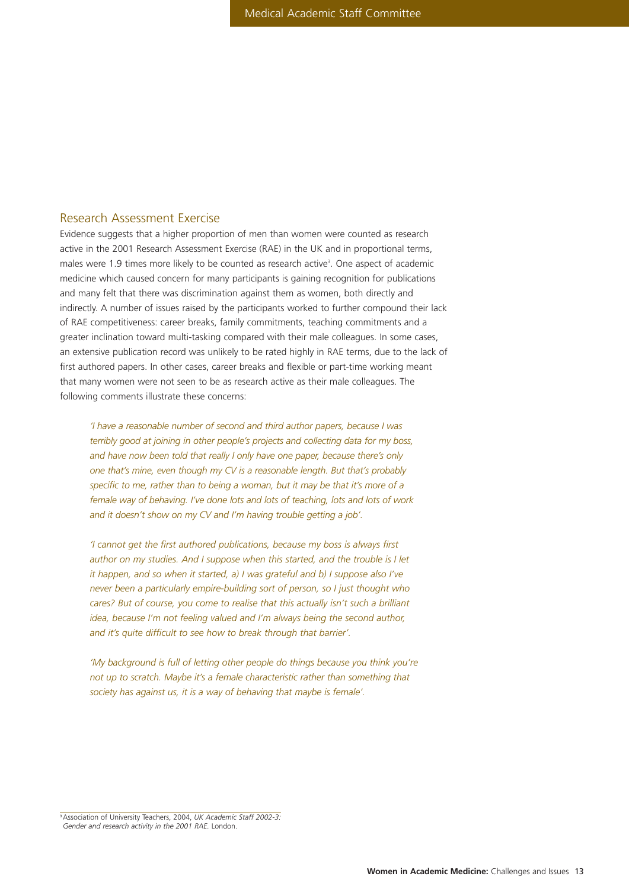## Research Assessment Exercise

Evidence suggests that a higher proportion of men than women were counted as research active in the 2001 Research Assessment Exercise (RAE) in the UK and in proportional terms, males were 1.9 times more likely to be counted as research active[3]. One aspect of academic medicine which caused concern for many participants is gaining recognition for publications and many felt that there was discrimination against them as women, both directly and indirectly. A number of issues raised by the participants worked to further compound their lack of RAE competitiveness: career breaks, family commitments, teaching commitments and a greater inclination toward multi-tasking compared with their male colleagues. In some cases, an extensive publication record was unlikely to be rated highly in RAE terms, due to the lack of first authored papers. In other cases, career breaks and flexible or part-time working meant that many women were not seen to be as research active as their male colleagues. The following comments illustrate these concerns:

> *'I have a reasonable number of second and third author papers, because I was terribly good at joining in other people's projects and collecting data for my boss, and have now been told that really I only have one paper, because there's only one that's mine, even though my CV is a reasonable length. But that's probably specific to me, rather than to being a woman, but it may be that it's more of a female way of behaving. I've done lots and lots of teaching, lots and lots of work and it doesn't show on my CV and I'm having trouble getting a job'.*

> *'I cannot get the first authored publications, because my boss is always first author on my studies. And I suppose when this started, and the trouble is I let it happen, and so when it started, a) I was grateful and b) I suppose also I've never been a particularly empire-building sort of person, so I just thought who cares? But of course, you come to realise that this actually isn't such a brilliant idea, because I'm not feeling valued and I'm always being the second author, and it's quite difficult to see how to break through that barrier'.*

> *'My background is full of letting other people do things because you think you're not up to scratch. Maybe it's a female characteristic rather than something that society has against us, it is a way of behaving that maybe is female'.*

[3] Association of University Teachers, 2004, *UK Academic Staff 2002-3: Gender and research activity in the 2001 RAE.* London.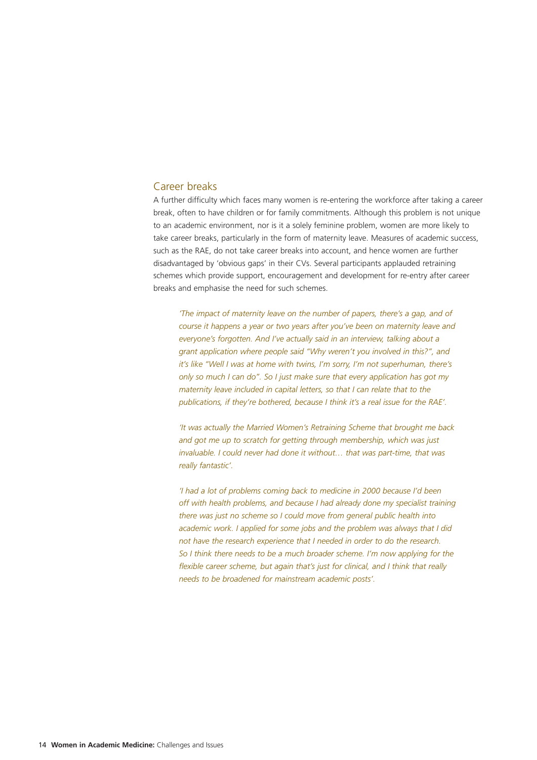## Career breaks

A further difficulty which faces many women is re-entering the workforce after taking a career break, often to have children or for family commitments. Although this problem is not unique to an academic environment, nor is it a solely feminine problem, women are more likely to take career breaks, particularly in the form of maternity leave. Measures of academic success, such as the RAE, do not take career breaks into account, and hence women are further disadvantaged by 'obvious gaps' in their CVs. Several participants applauded retraining schemes which provide support, encouragement and development for re-entry after career breaks and emphasise the need for such schemes.

> *'The impact of maternity leave on the number of papers, there's a gap, and of course it happens a year or two years after you've been on maternity leave and everyone's forgotten. And I've actually said in an interview, talking about a grant application where people said "Why weren't you involved in this?", and it's like "Well I was at home with twins, I'm sorry, I'm not superhuman, there's only so much I can do". So I just make sure that every application has got my maternity leave included in capital letters, so that I can relate that to the publications, if they're bothered, because I think it's a real issue for the RAE'.*

> *'It was actually the Married Women's Retraining Scheme that brought me back and got me up to scratch for getting through membership, which was just invaluable. I could never had done it without… that was part-time, that was really fantastic'.*

> *'I had a lot of problems coming back to medicine in 2000 because I'd been off with health problems, and because I had already done my specialist training there was just no scheme so I could move from general public health into academic work. I applied for some jobs and the problem was always that I did not have the research experience that I needed in order to do the research. So I think there needs to be a much broader scheme. I'm now applying for the flexible career scheme, but again that's just for clinical, and I think that really needs to be broadened for mainstream academic posts'.*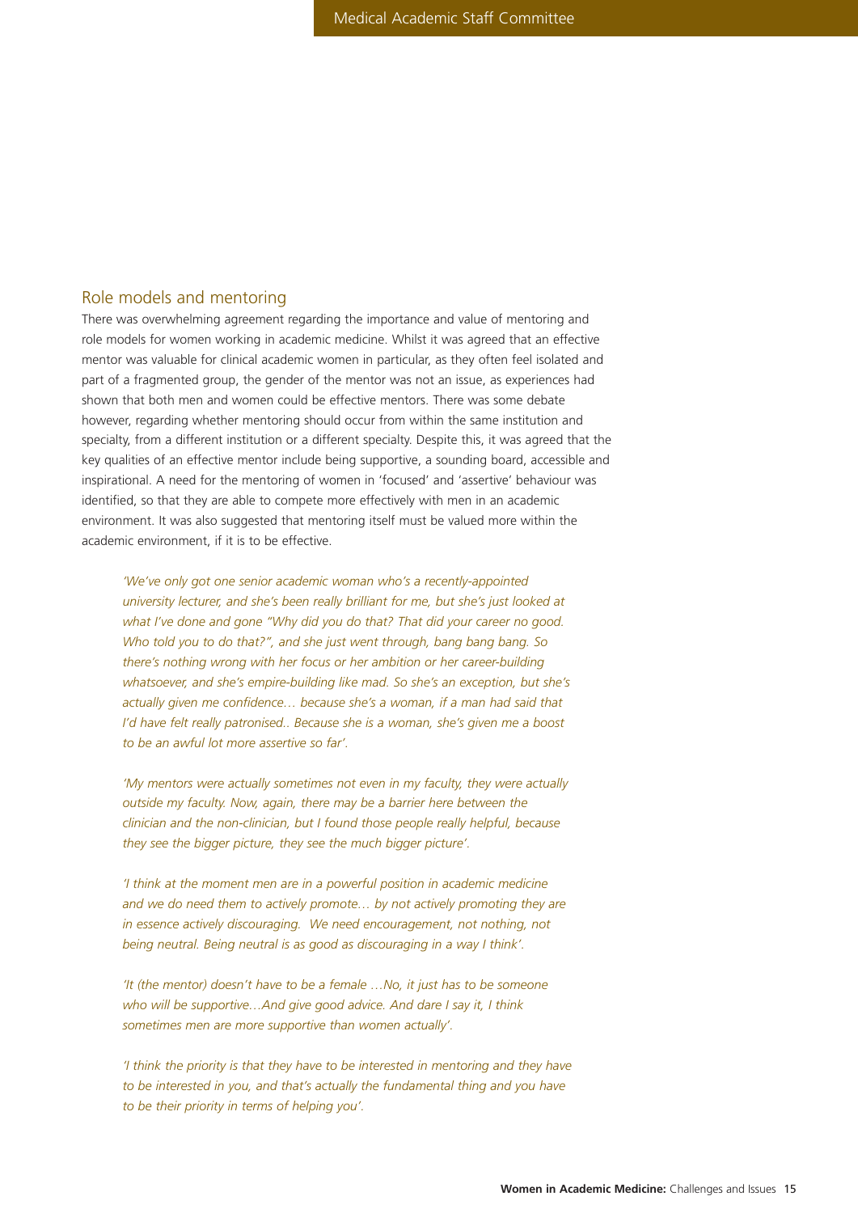## Role models and mentoring

There was overwhelming agreement regarding the importance and value of mentoring and role models for women working in academic medicine. Whilst it was agreed that an effective mentor was valuable for clinical academic women in particular, as they often feel isolated and part of a fragmented group, the gender of the mentor was not an issue, as experiences had shown that both men and women could be effective mentors. There was some debate however, regarding whether mentoring should occur from within the same institution and specialty, from a different institution or a different specialty. Despite this, it was agreed that the key qualities of an effective mentor include being supportive, a sounding board, accessible and inspirational. A need for the mentoring of women in 'focused' and 'assertive' behaviour was identified, so that they are able to compete more effectively with men in an academic environment. It was also suggested that mentoring itself must be valued more within the academic environment, if it is to be effective.

> *'We've only got one senior academic woman who's a recently-appointed university lecturer, and she's been really brilliant for me, but she's just looked at what I've done and gone "Why did you do that? That did your career no good. Who told you to do that?", and she just went through, bang bang bang. So there's nothing wrong with her focus or her ambition or her career-building whatsoever, and she's empire-building like mad. So she's an exception, but she's actually given me confidence… because she's a woman, if a man had said that I'd have felt really patronised.. Because she is a woman, she's given me a boost to be an awful lot more assertive so far'.*

> *'My mentors were actually sometimes not even in my faculty, they were actually outside my faculty. Now, again, there may be a barrier here between the clinician and the non-clinician, but I found those people really helpful, because they see the bigger picture, they see the much bigger picture'.*

> *'I think at the moment men are in a powerful position in academic medicine and we do need them to actively promote… by not actively promoting they are in essence actively discouraging. We need encouragement, not nothing, not being neutral. Being neutral is as good as discouraging in a way I think'.*

> *'It (the mentor) doesn't have to be a female …No, it just has to be someone who will be supportive…And give good advice. And dare I say it, I think sometimes men are more supportive than women actually'.*

> *'I think the priority is that they have to be interested in mentoring and they have to be interested in you, and that's actually the fundamental thing and you have to be their priority in terms of helping you'.*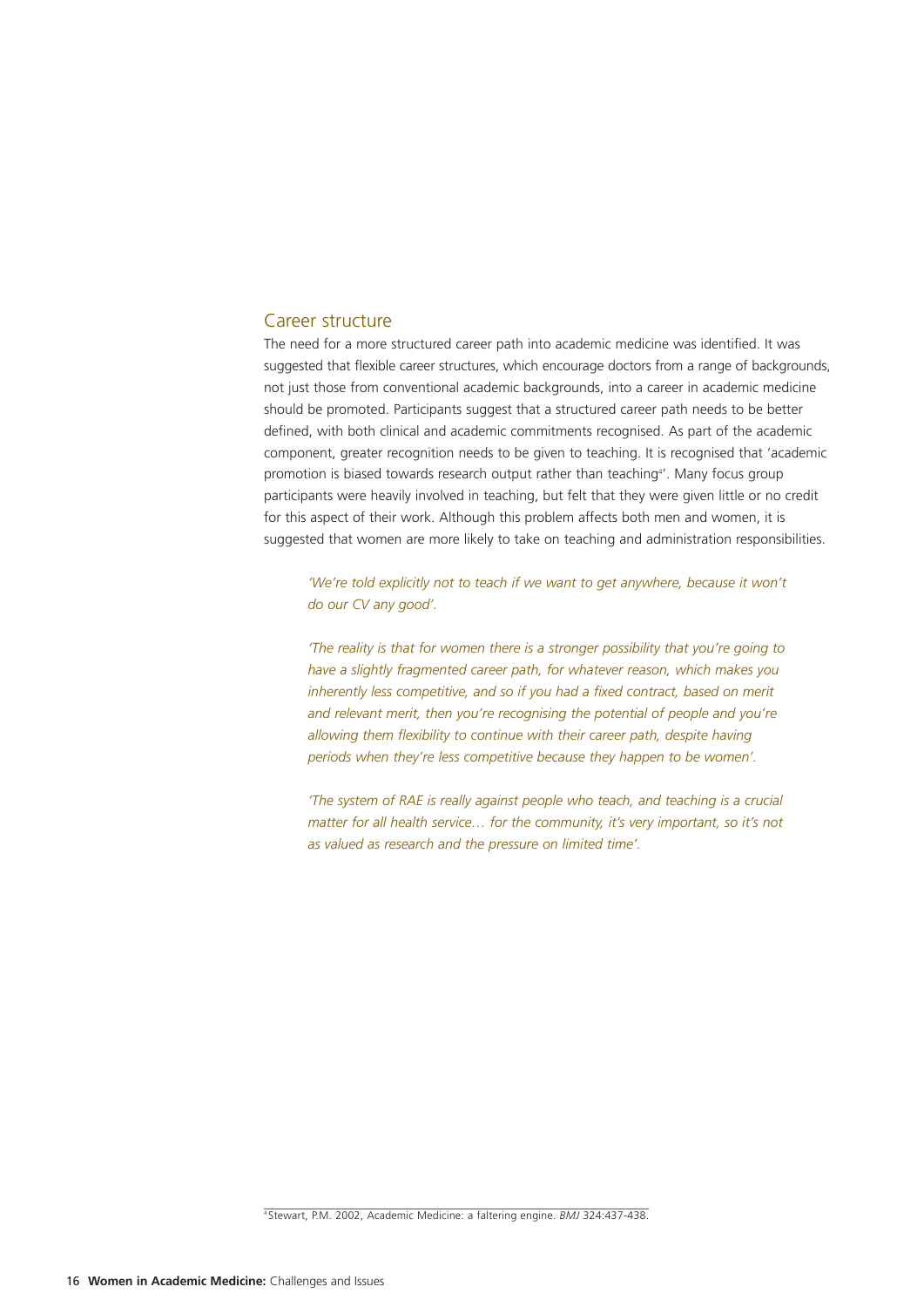## Career structure

The need for a more structured career path into academic medicine was identified. It was suggested that flexible career structures, which encourage doctors from a range of backgrounds, not just those from conventional academic backgrounds, into a career in academic medicine should be promoted. Participants suggest that a structured career path needs to be better defined, with both clinical and academic commitments recognised. As part of the academic component, greater recognition needs to be given to teaching. It is recognised that 'academic promotion is biased towards research output rather than teaching[4]'. Many focus group participants were heavily involved in teaching, but felt that they were given little or no credit for this aspect of their work. Although this problem affects both men and women, it is suggested that women are more likely to take on teaching and administration responsibilities.

> *'We're told explicitly not to teach if we want to get anywhere, because it won't do our CV any good'.*

> *'The reality is that for women there is a stronger possibility that you're going to have a slightly fragmented career path, for whatever reason, which makes you inherently less competitive, and so if you had a fixed contract, based on merit and relevant merit, then you're recognising the potential of people and you're allowing them flexibility to continue with their career path, despite having periods when they're less competitive because they happen to be women'.*

> *'The system of RAE is really against people who teach, and teaching is a crucial matter for all health service… for the community, it's very important, so it's not as valued as research and the pressure on limited time'.*

---

[4] Stewart, P.M. 2002, Academic Medicine: a faltering engine. *BMJ* 324:437-438.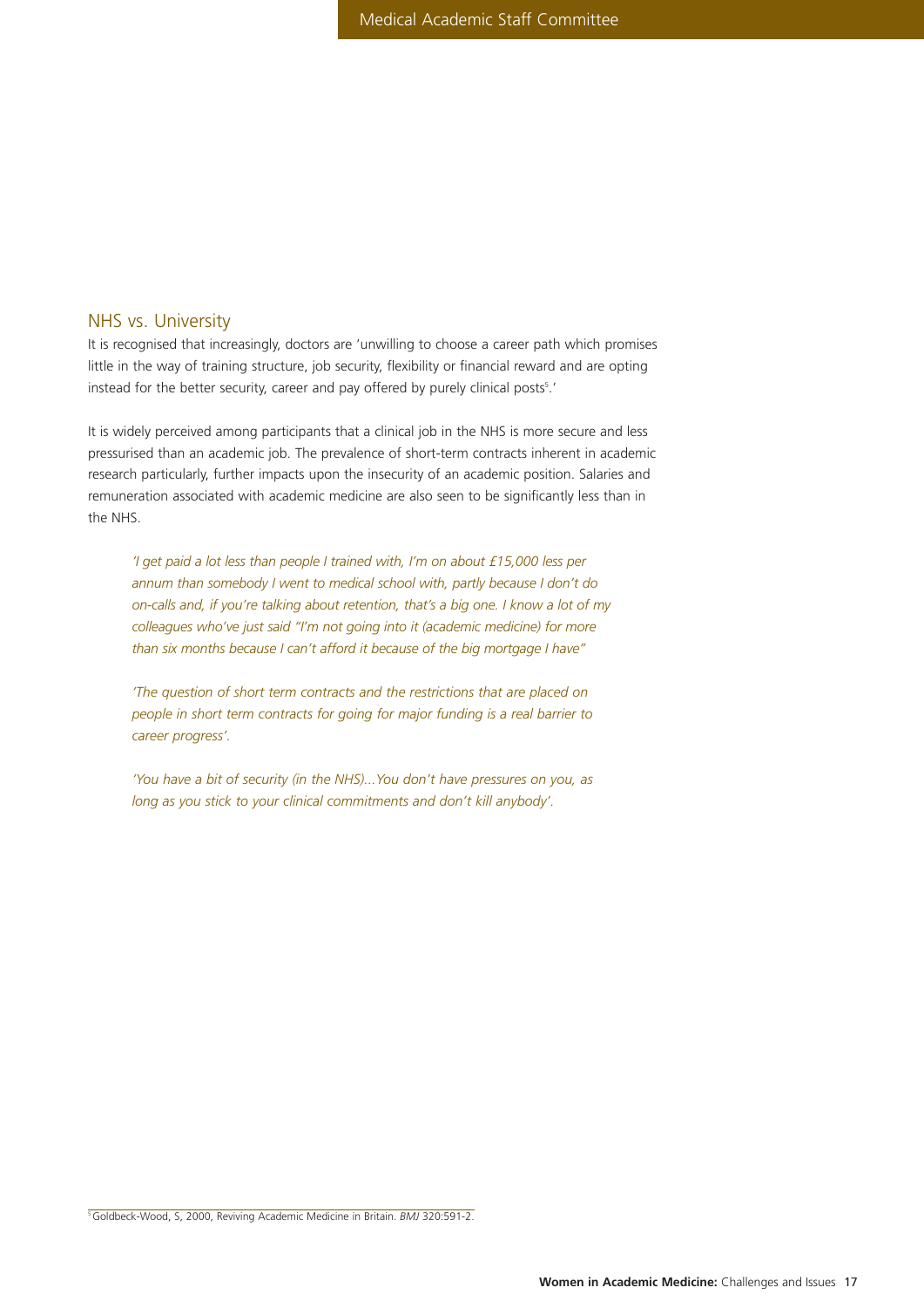## NHS vs. University

It is recognised that increasingly, doctors are 'unwilling to choose a career path which promises little in the way of training structure, job security, flexibility or financial reward and are opting instead for the better security, career and pay offered by purely clinical posts[5].'

It is widely perceived among participants that a clinical job in the NHS is more secure and less pressurised than an academic job. The prevalence of short-term contracts inherent in academic research particularly, further impacts upon the insecurity of an academic position. Salaries and remuneration associated with academic medicine are also seen to be significantly less than in the NHS.

> *'I get paid a lot less than people I trained with, I'm on about £15,000 less per annum than somebody I went to medical school with, partly because I don't do on-calls and, if you're talking about retention, that's a big one. I know a lot of my colleagues who've just said "I'm not going into it (academic medicine) for more than six months because I can't afford it because of the big mortgage I have"*

> *'The question of short term contracts and the restrictions that are placed on people in short term contracts for going for major funding is a real barrier to career progress'.*

> *'You have a bit of security (in the NHS)...You don't have pressures on you, as long as you stick to your clinical commitments and don't kill anybody'.*

---

[5] Goldbeck-Wood, S, 2000, Reviving Academic Medicine in Britain. *BMJ* 320:591-2.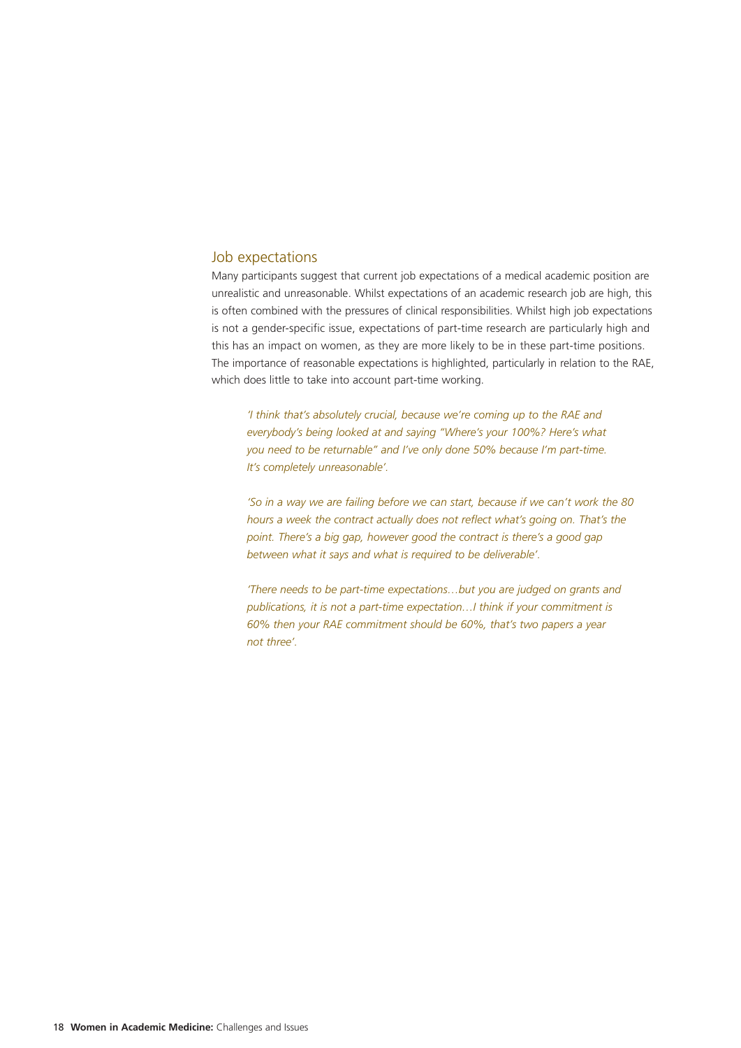## Job expectations

Many participants suggest that current job expectations of a medical academic position are unrealistic and unreasonable. Whilst expectations of an academic research job are high, this is often combined with the pressures of clinical responsibilities. Whilst high job expectations is not a gender-specific issue, expectations of part-time research are particularly high and this has an impact on women, as they are more likely to be in these part-time positions. The importance of reasonable expectations is highlighted, particularly in relation to the RAE, which does little to take into account part-time working.

> *'I think that's absolutely crucial, because we're coming up to the RAE and everybody's being looked at and saying "Where's your 100%? Here's what you need to be returnable" and I've only done 50% because I'm part-time. It's completely unreasonable'.*

> *'So in a way we are failing before we can start, because if we can't work the 80 hours a week the contract actually does not reflect what's going on. That's the point. There's a big gap, however good the contract is there's a good gap between what it says and what is required to be deliverable'.*

> *'There needs to be part-time expectations…but you are judged on grants and publications, it is not a part-time expectation…I think if your commitment is 60% then your RAE commitment should be 60%, that's two papers a year not three'.*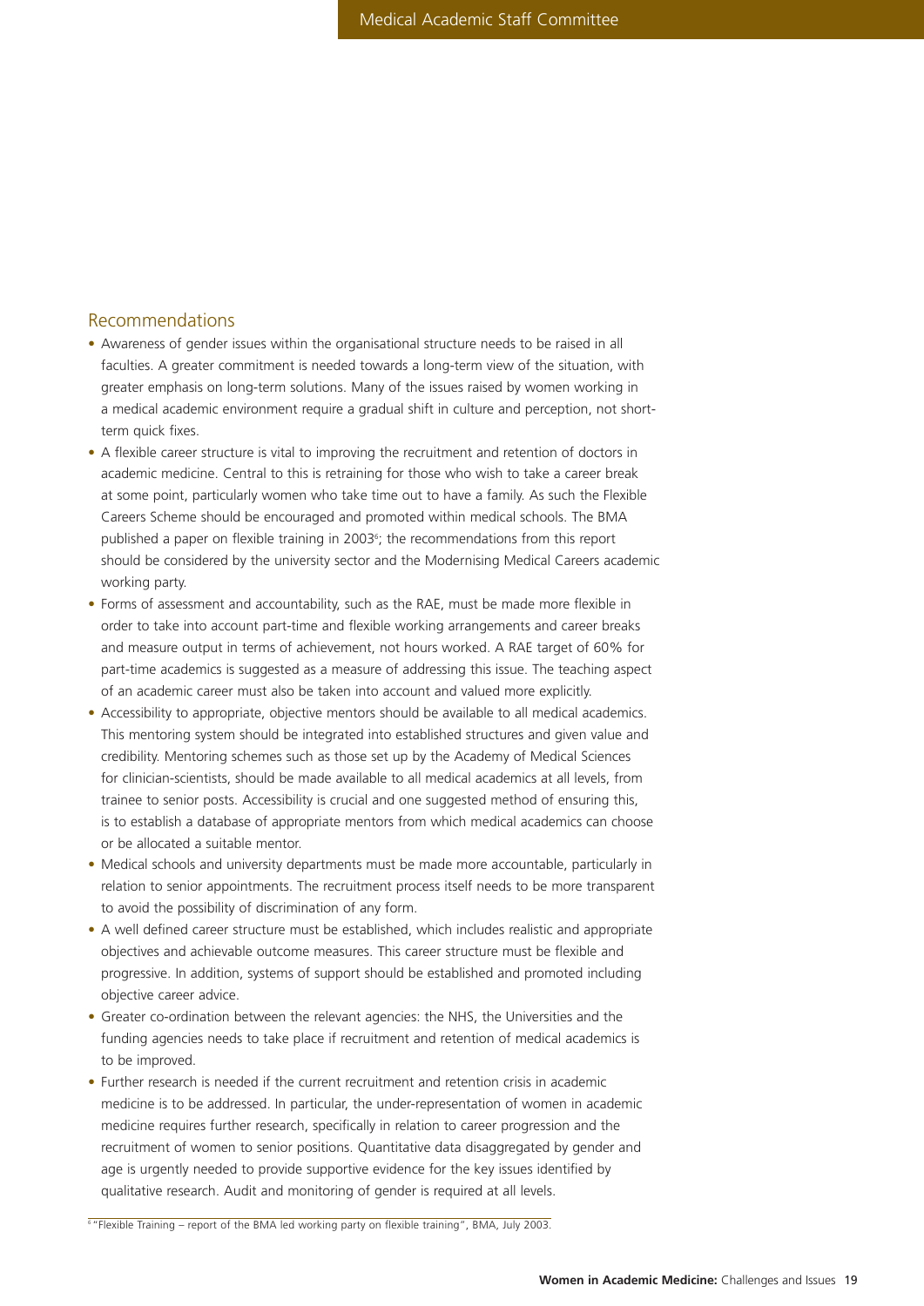## Recommendations

- Awareness of gender issues within the organisational structure needs to be raised in all faculties. A greater commitment is needed towards a long-term view of the situation, with greater emphasis on long-term solutions. Many of the issues raised by women working in a medical academic environment require a gradual shift in culture and perception, not short-term quick fixes.
- A flexible career structure is vital to improving the recruitment and retention of doctors in academic medicine. Central to this is retraining for those who wish to take a career break at some point, particularly women who take time out to have a family. As such the Flexible Careers Scheme should be encouraged and promoted within medical schools. The BMA published a paper on flexible training in 2003[6]; the recommendations from this report should be considered by the university sector and the Modernising Medical Careers academic working party.
- Forms of assessment and accountability, such as the RAE, must be made more flexible in order to take into account part-time and flexible working arrangements and career breaks and measure output in terms of achievement, not hours worked. A RAE target of 60% for part-time academics is suggested as a measure of addressing this issue. The teaching aspect of an academic career must also be taken into account and valued more explicitly.
- Accessibility to appropriate, objective mentors should be available to all medical academics. This mentoring system should be integrated into established structures and given value and credibility. Mentoring schemes such as those set up by the Academy of Medical Sciences for clinician-scientists, should be made available to all medical academics at all levels, from trainee to senior posts. Accessibility is crucial and one suggested method of ensuring this, is to establish a database of appropriate mentors from which medical academics can choose or be allocated a suitable mentor.
- Medical schools and university departments must be made more accountable, particularly in relation to senior appointments. The recruitment process itself needs to be more transparent to avoid the possibility of discrimination of any form.
- A well defined career structure must be established, which includes realistic and appropriate objectives and achievable outcome measures. This career structure must be flexible and progressive. In addition, systems of support should be established and promoted including objective career advice.
- Greater co-ordination between the relevant agencies: the NHS, the Universities and the funding agencies needs to take place if recruitment and retention of medical academics is to be improved.
- Further research is needed if the current recruitment and retention crisis in academic medicine is to be addressed. In particular, the under-representation of women in academic medicine requires further research, specifically in relation to career progression and the recruitment of women to senior positions. Quantitative data disaggregated by gender and age is urgently needed to provide supportive evidence for the key issues identified by qualitative research. Audit and monitoring of gender is required at all levels.

[6] "Flexible Training – report of the BMA led working party on flexible training", BMA, July 2003.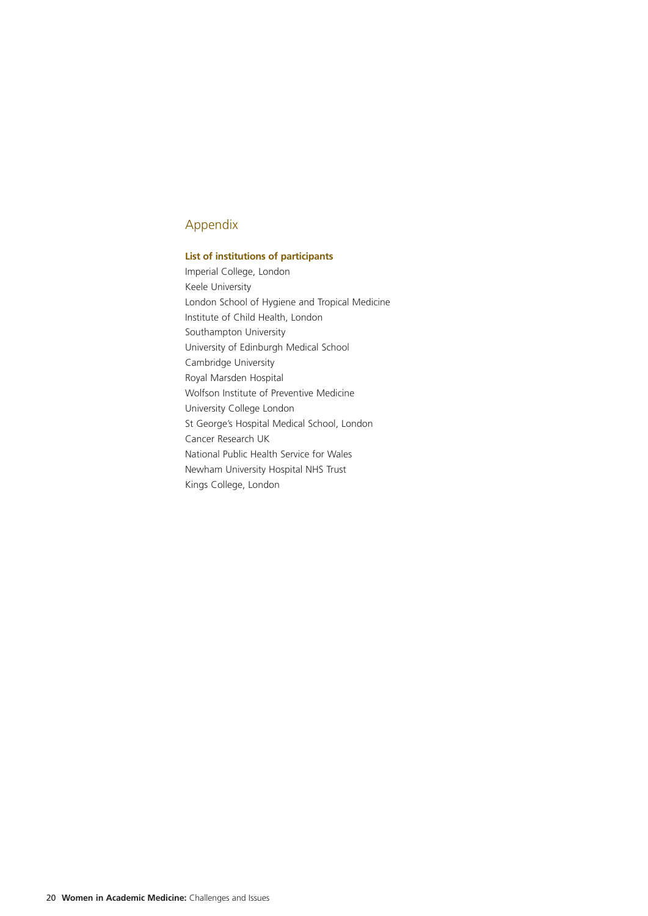# Appendix

**List of institutions of participants**

Imperial College, London
Keele University
London School of Hygiene and Tropical Medicine
Institute of Child Health, London
Southampton University
University of Edinburgh Medical School
Cambridge University
Royal Marsden Hospital
Wolfson Institute of Preventive Medicine
University College London
St George's Hospital Medical School, London
Cancer Research UK
National Public Health Service for Wales
Newham University Hospital NHS Trust
Kings College, London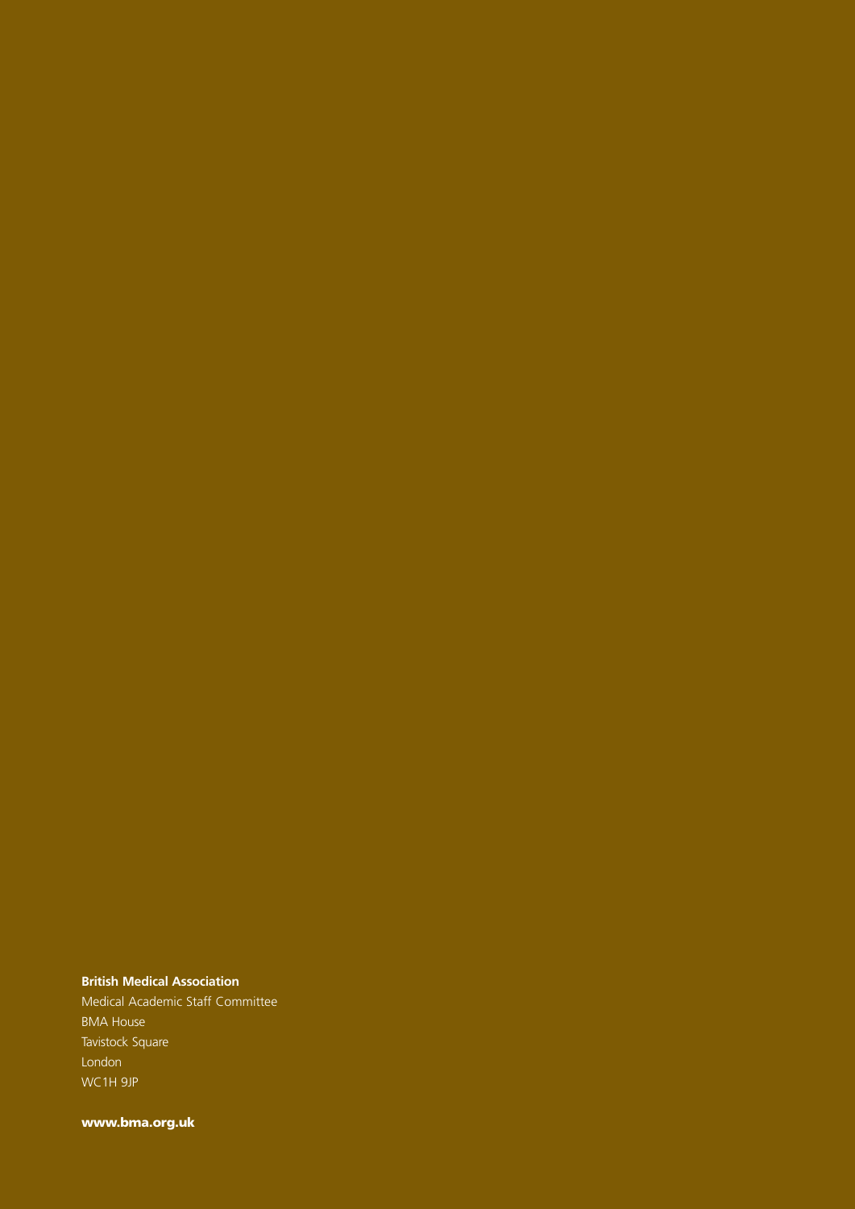**British Medical Association**

Medical Academic Staff Committee
BMA House
Tavistock Square
London
WC1H 9JP

**www.bma.org.uk**